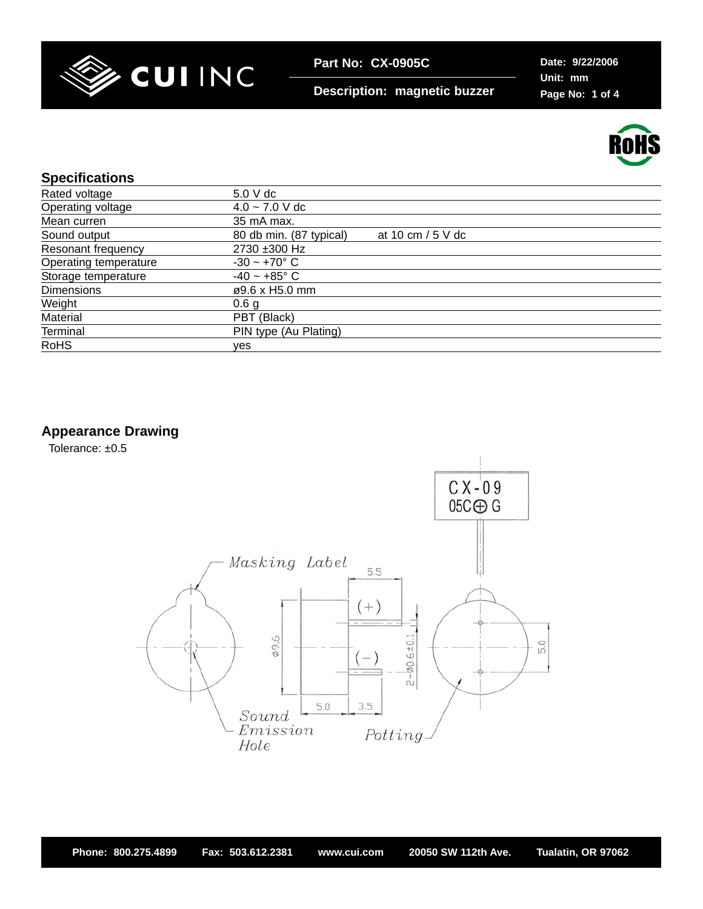**Part No: CX-0905C**

**Description: magnetic buzzer**

**Date: 9/22/2006**
**Unit: mm**

## Specifications

| | | |
|---|---|---|
| Rated voltage | 5.0 V dc | |
| Operating voltage | 4.0 ~ 7.0 V dc | |
| Mean curren | 35 mA max. | |
| Sound output | 80 db min. (87 typical) | at 10 cm / 5 V dc |
| Resonant frequency | 2730 ±300 Hz | |
| Operating temperature | -30 ~ +70° C | |
| Storage temperature | -40 ~ +85° C | |
| Dimensions | ø9.6 x H5.0 mm | |
| Weight | 0.6 g | |
| Material | PBT (Black) | |
| Terminal | PIN type (Au Plating) | |
| RoHS | yes | |

## Appearance Drawing

Tolerance: ±0.5

CX-09
05C⊕ G

Masking Label

5.5

(+)

(−)

ø9.6

2−ø0.6±0.1

5.0

5.0

3.5

Sound Emission Hole

Potting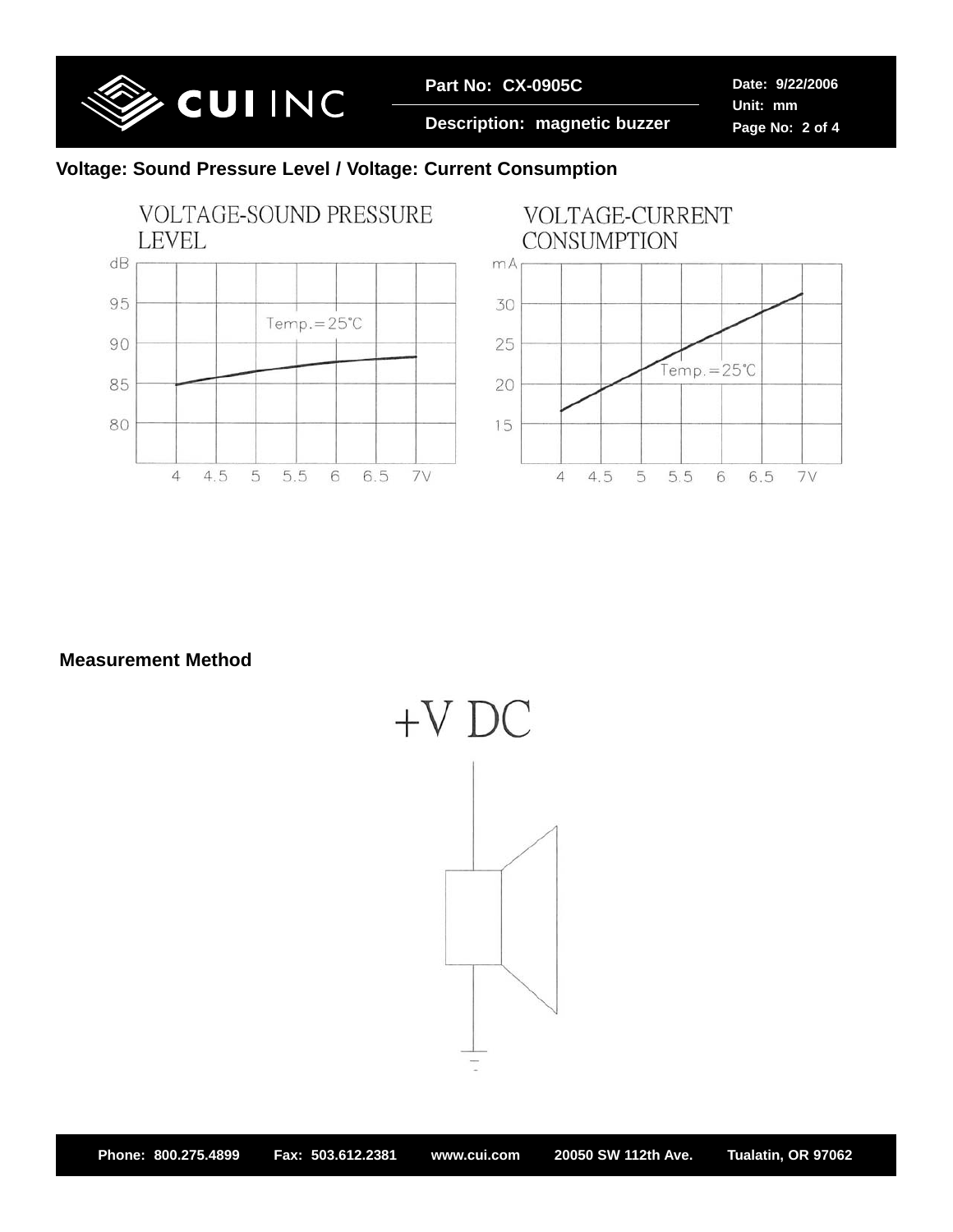## Voltage: Sound Pressure Level / Voltage: Current Consumption

VOLTAGE-SOUND PRESSURE LEVEL

dB

95

90

85

80

Temp.=25°C

4 4.5 5 5.5 6 6.5 7V

VOLTAGE-CURRENT CONSUMPTION

mA

30

25

20

15

Temp.=25°C

4 4.5 5 5.5 6 6.5 7V

## Measurement Method

+V DC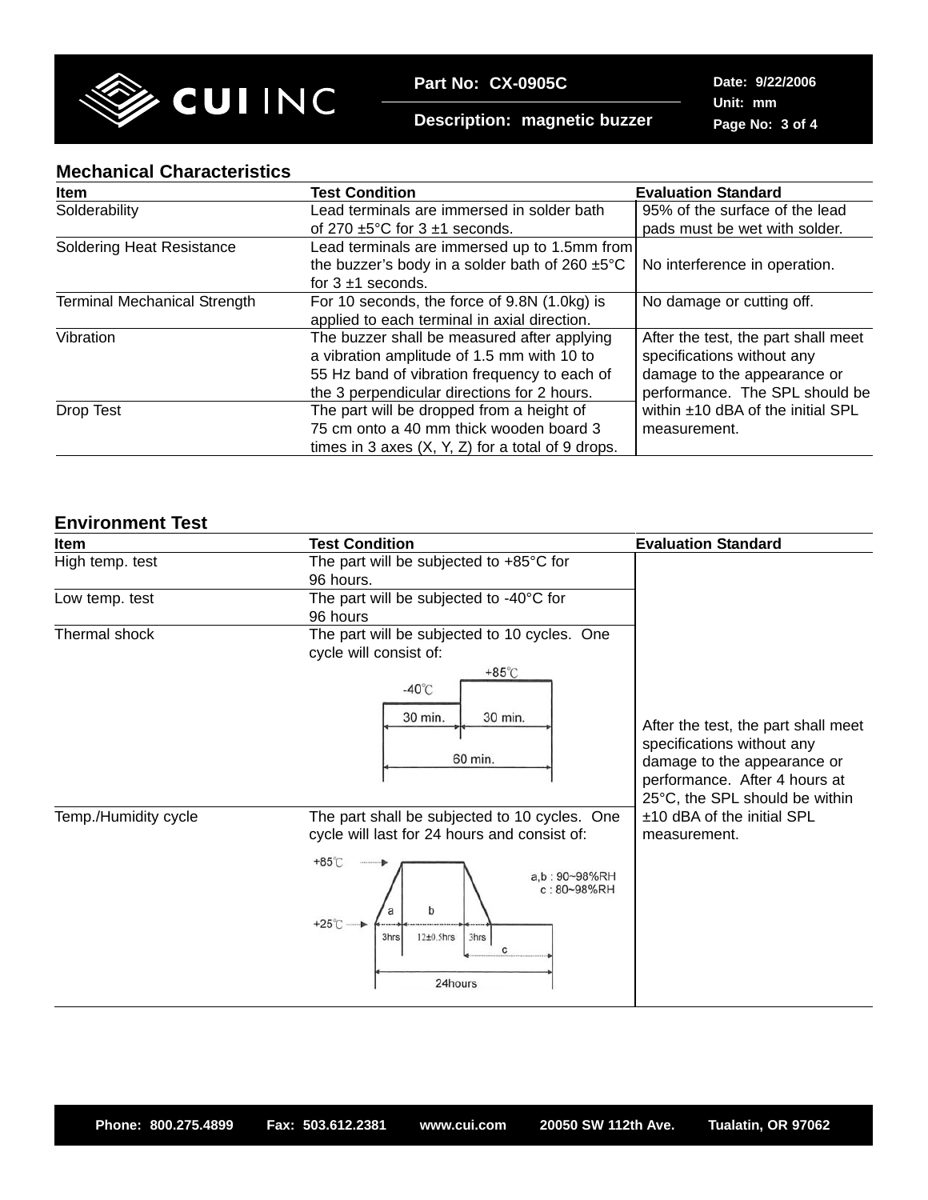## Mechanical Characteristics

| Item | Test Condition | Evaluation Standard |
|---|---|---|
| Solderability | Lead terminals are immersed in solder bath of 270 ±5°C for 3 ±1 seconds. | 95% of the surface of the lead pads must be wet with solder. |
| Soldering Heat Resistance | Lead terminals are immersed up to 1.5mm from the buzzer's body in a solder bath of 260 ±5°C for 3 ±1 seconds. | No interference in operation. |
| Terminal Mechanical Strength | For 10 seconds, the force of 9.8N (1.0kg) is applied to each terminal in axial direction. | No damage or cutting off. |
| Vibration | The buzzer shall be measured after applying a vibration amplitude of 1.5 mm with 10 to 55 Hz band of vibration frequency to each of the 3 perpendicular directions for 2 hours. | After the test, the part shall meet specifications without any damage to the appearance or performance. The SPL should be within ±10 dBA of the initial SPL measurement. |
| Drop Test | The part will be dropped from a height of 75 cm onto a 40 mm thick wooden board 3 times in 3 axes (X, Y, Z) for a total of 9 drops. | |

## Environment Test

| Item | Test Condition | Evaluation Standard |
|---|---|---|
| High temp. test | The part will be subjected to +85°C for 96 hours. | After the test, the part shall meet specifications without any damage to the appearance or performance. After 4 hours at 25°C, the SPL should be within ±10 dBA of the initial SPL measurement. |
| Low temp. test | The part will be subjected to -40°C for 96 hours | |
| Thermal shock | The part will be subjected to 10 cycles. One cycle will consist of: -40℃ 30 min., +85℃ 30 min., 60 min. | |
| Temp./Humidity cycle | The part shall be subjected to 10 cycles. One cycle will last for 24 hours and consist of: +25℃ → +85℃; a: 3hrs, b: 12±0.5hrs, 3hrs, c; 24hours. a,b : 90~98%RH; c : 80~98%RH | |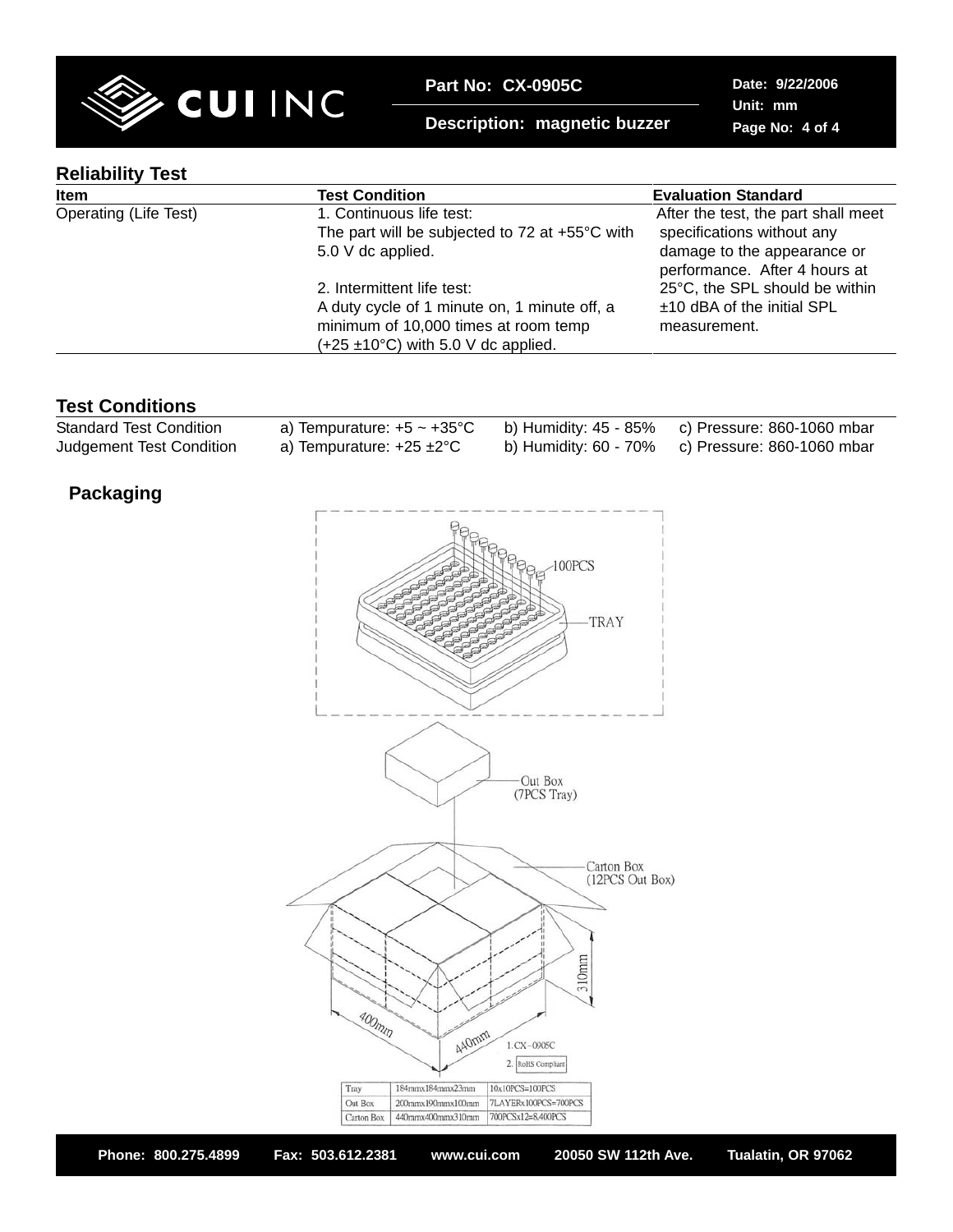## Reliability Test

| Item | Test Condition | Evaluation Standard |
|---|---|---|
| Operating (Life Test) | 1. Continuous life test: The part will be subjected to 72 at +55°C with 5.0 V dc applied.<br><br>2. Intermittent life test: A duty cycle of 1 minute on, 1 minute off, a minimum of 10,000 times at room temp (+25 ±10°C) with 5.0 V dc applied. | After the test, the part shall meet specifications without any damage to the appearance or performance. After 4 hours at 25°C, the SPL should be within ±10 dBA of the initial SPL measurement. |

## Test Conditions

| | | | |
|---|---|---|---|
| Standard Test Condition | a) Tempurature: +5 ~ +35°C | b) Humidity: 45 - 85% | c) Pressure: 860-1060 mbar |
| Judgement Test Condition | a) Tempurature: +25 ±2°C | b) Humidity: 60 - 70% | c) Pressure: 860-1060 mbar |

## Packaging

100PCS

TRAY

Out Box
(7PCS Tray)

Carton Box
(12PCS Out Box)

310mm

400mm

440mm

1. CX−0905C

2. RoHS Compliant

| | | |
|---|---|---|
| Tray | 184mmx184mmx23mm | 10x10PCS=100PCS |
| Out Box | 200mmx190mmx100mm | 7LAYERx100PCS=700PCS |
| Carton Box | 440mmx400mmx310mm | 700PCSx12=8,400PCS |